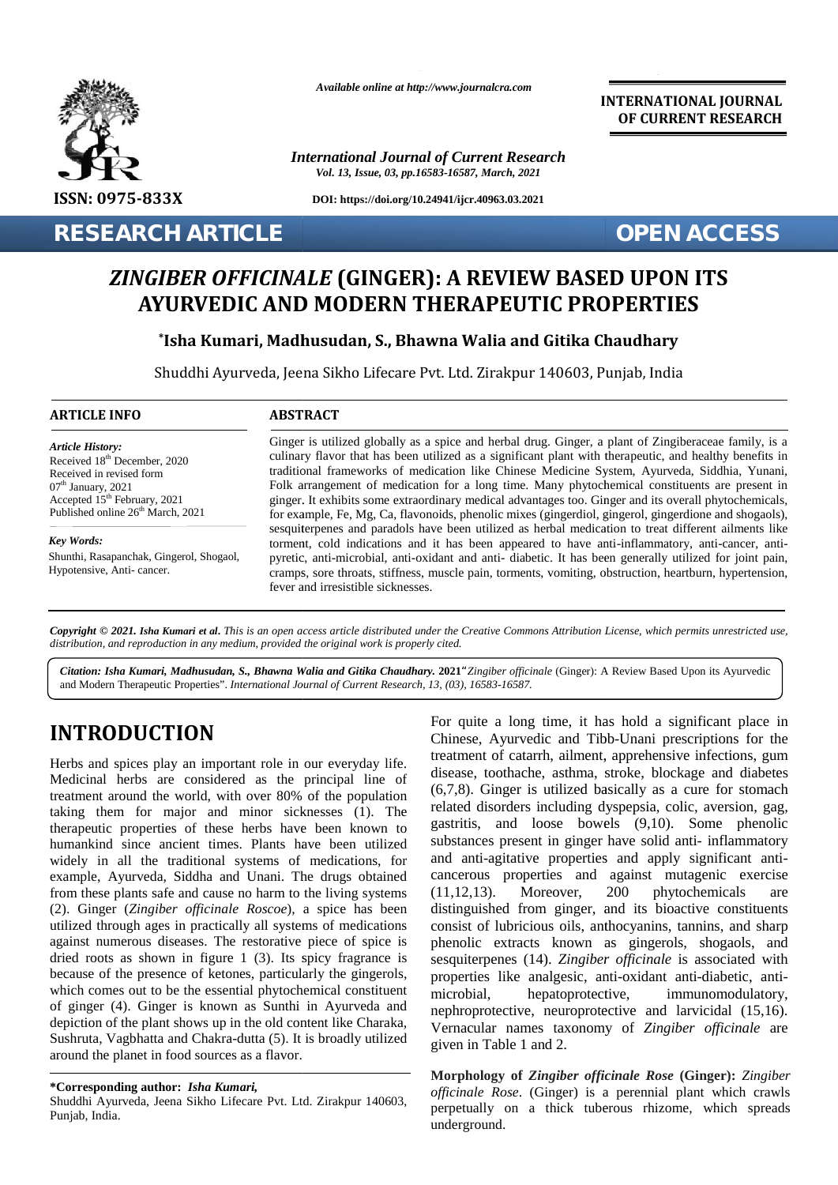# *ZINGIBER OFFICINALE* (GINGER): A REVIEW BASED UPON ITS AYURVEDIC AND MODERN THERAPEUTIC PROPERTIES

**\*Isha Kumari, Madhusudan, S., Bhawna Walia and Gitika Chaudhary**

Shuddhi Ayurveda, Jeena Sikho Lifecare Pvt. Ltd. Zirakpur 140603, Punjab, India

**RESEARCH ARTICLE** — **OPEN ACCESS**

## ARTICLE INFO

*Article History:*
Received 18th December, 2020
Received in revised form 07th January, 2021
Accepted 15th February, 2021
Published online 26th March, 2021

*Key Words:*
Shunthi, Rasapanchak, Gingerol, Shogaol, Hypotensive, Anti- cancer.

## ABSTRACT

Ginger is utilized globally as a spice and herbal drug. Ginger, a plant of Zingiberaceae family, is a culinary flavor that has been utilized as a significant plant with therapeutic, and healthy benefits in traditional frameworks of medication like Chinese Medicine System, Ayurveda, Siddhia, Yunani, Folk arrangement of medication for a long time. Many phytochemical constituents are present in ginger. It exhibits some extraordinary medical advantages too. Ginger and its overall phytochemicals, for example, Fe, Mg, Ca, flavonoids, phenolic mixes (gingerdiol, gingerol, gingerdione and shogaols), sesquiterpenes and paradols have been utilized as herbal medication to treat different ailments like torment, cold indications and it has been appeared to have anti-inflammatory, anti-cancer, anti-pyretic, anti-microbial, anti-oxidant and anti- diabetic. It has been generally utilized for joint pain, cramps, sore throats, stiffness, muscle pain, torments, vomiting, obstruction, heartburn, hypertension, fever and irresistible sicknesses.

***Copyright © 2021. Isha Kumari et al.*** *This is an open access article distributed under the Creative Commons Attribution License, which permits unrestricted use, distribution, and reproduction in any medium, provided the original work is properly cited.*

***Citation: Isha Kumari, Madhusudan, S., Bhawna Walia and Gitika Chaudhary.* 2021**"*Zingiber officinale* (Ginger): A Review Based Upon its Ayurvedic and Modern Therapeutic Properties". *International Journal of Current Research, 13, (03), 16583-16587.*

# INTRODUCTION

Herbs and spices play an important role in our everyday life. Medicinal herbs are considered as the principal line of treatment around the world, with over 80% of the population taking them for major and minor sicknesses (1). The therapeutic properties of these herbs have been known to humankind since ancient times. Plants have been utilized widely in all the traditional systems of medications, for example, Ayurveda, Siddha and Unani. The drugs obtained from these plants safe and cause no harm to the living systems (2). Ginger (*Zingiber officinale Roscoe*), a spice has been utilized through ages in practically all systems of medications against numerous diseases. The restorative piece of spice is dried roots as shown in figure 1 (3). Its spicy fragrance is because of the presence of ketones, particularly the gingerols, which comes out to be the essential phytochemical constituent of ginger (4). Ginger is known as Sunthi in Ayurveda and depiction of the plant shows up in the old content like Charaka, Sushruta, Vagbhatta and Chakra-dutta (5). It is broadly utilized around the planet in food sources as a flavor.

For quite a long time, it has hold a significant place in Chinese, Ayurvedic and Tibb-Unani prescriptions for the treatment of catarrh, ailment, apprehensive infections, gum disease, toothache, asthma, stroke, blockage and diabetes (6,7,8). Ginger is utilized basically as a cure for stomach related disorders including dyspepsia, colic, aversion, gag, gastritis, and loose bowels (9,10). Some phenolic substances present in ginger have solid anti- inflammatory and anti-agitative properties and apply significant anti-cancerous properties and against mutagenic exercise (11,12,13). Moreover, 200 phytochemicals are distinguished from ginger, and its bioactive constituents consist of lubricious oils, anthocyanins, tannins, and sharp phenolic extracts known as gingerols, shogaols, and sesquiterpenes (14). *Zingiber officinale* is associated with properties like analgesic, anti-oxidant anti-diabetic, anti-microbial, hepatoprotective, immunomodulatory, nephroprotective, neuroprotective and larvicidal (15,16). Vernacular names taxonomy of *Zingiber officinale* are given in Table 1 and 2.

**Morphology of *Zingiber officinale Rose* (Ginger):** *Zingiber officinale Rose*. (Ginger) is a perennial plant which crawls perpetually on a thick tuberous rhizome, which spreads underground.

**\*Corresponding author:** ***Isha Kumari,***
Shuddhi Ayurveda, Jeena Sikho Lifecare Pvt. Ltd. Zirakpur 140603, Punjab, India.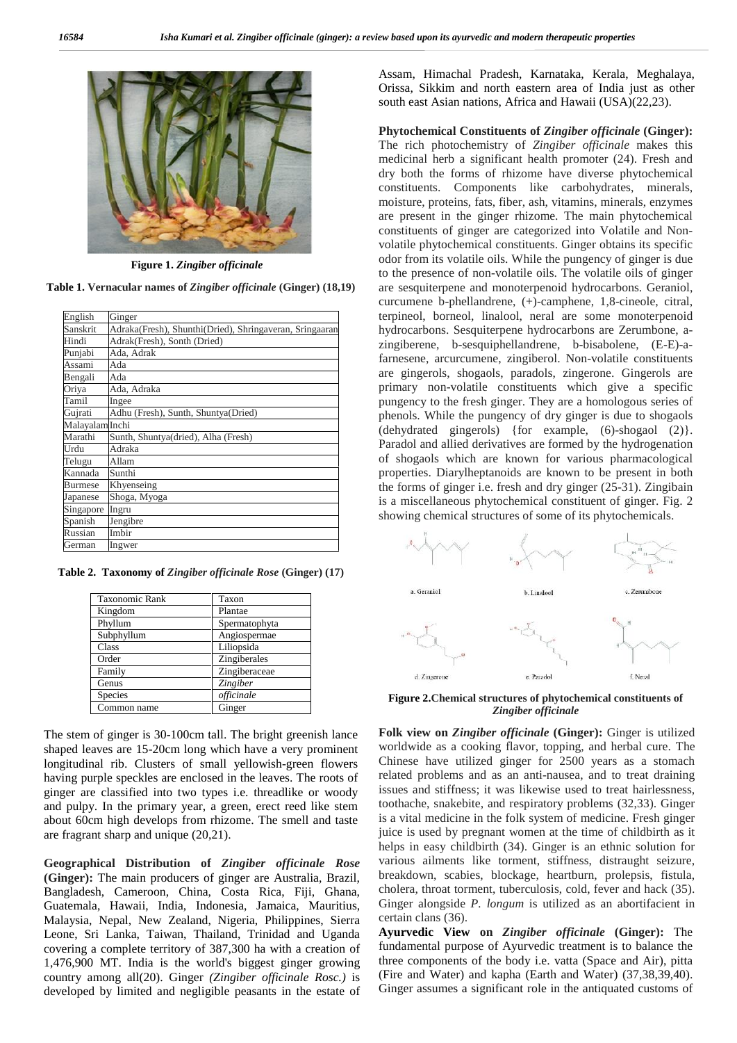Figure 1. *Zingiber officinale*

Table 1. Vernacular names of *Zingiber officinale* (Ginger) (18,19)

| English | Ginger |
|---|---|
| Sanskrit | Adraka(Fresh), Shunthi(Dried), Shringaveran, Sringaaran |
| Hindi | Adrak(Fresh), Sonth (Dried) |
| Punjabi | Ada, Adrak |
| Assami | Ada |
| Bengali | Ada |
| Oriya | Ada, Adraka |
| Tamil | Ingee |
| Gujrati | Adhu (Fresh), Sunth, Shuntya(Dried) |
| Malayalam | Inchi |
| Marathi | Sunth, Shuntya(dried), Alha (Fresh) |
| Urdu | Adraka |
| Telugu | Allam |
| Kannada | Sunthi |
| Burmese | Khyenseing |
| Japanese | Shoga, Myoga |
| Singapore | Ingru |
| Spanish | Jengibre |
| Russian | Imbir |
| German | Ingwer |

Table 2. Taxonomy of *Zingiber officinale Rose* (Ginger) (17)

| Taxonomic Rank | Taxon |
|---|---|
| Kingdom | Plantae |
| Phyllum | Spermatophyta |
| Subphyllum | Angiospermae |
| Class | Liliopsida |
| Order | Zingiberales |
| Family | Zingiberaceae |
| Genus | *Zingiber* |
| Species | *officinale* |
| Common name | Ginger |

The stem of ginger is 30-100cm tall. The bright greenish lance shaped leaves are 15-20cm long which have a very prominent longitudinal rib. Clusters of small yellowish-green flowers having purple speckles are enclosed in the leaves. The roots of ginger are classified into two types i.e. threadlike or woody and pulpy. In the primary year, a green, erect reed like stem about 60cm high develops from rhizome. The smell and taste are fragrant sharp and unique (20,21).

**Geographical Distribution of *Zingiber officinale Rose* (Ginger):** The main producers of ginger are Australia, Brazil, Bangladesh, Cameroon, China, Costa Rica, Fiji, Ghana, Guatemala, Hawaii, India, Indonesia, Jamaica, Mauritius, Malaysia, Nepal, New Zealand, Nigeria, Philippines, Sierra Leone, Sri Lanka, Taiwan, Thailand, Trinidad and Uganda covering a complete territory of 387,300 ha with a creation of 1,476,900 MT. India is the world's biggest ginger growing country among all(20). Ginger *(Zingiber officinale Rosc.)* is developed by limited and negligible peasants in the estate of Assam, Himachal Pradesh, Karnataka, Kerala, Meghalaya, Orissa, Sikkim and north eastern area of India just as other south east Asian nations, Africa and Hawaii (USA)(22,23).

**Phytochemical Constituents of *Zingiber officinale* (Ginger):** The rich photochemistry of *Zingiber officinale* makes this medicinal herb a significant health promoter (24). Fresh and dry both the forms of rhizome have diverse phytochemical constituents. Components like carbohydrates, minerals, moisture, proteins, fats, fiber, ash, vitamins, minerals, enzymes are present in the ginger rhizome. The main phytochemical constituents of ginger are categorized into Volatile and Non-volatile phytochemical constituents. Ginger obtains its specific odor from its volatile oils. While the pungency of ginger is due to the presence of non-volatile oils. The volatile oils of ginger are sesquiterpene and monoterpenoid hydrocarbons. Geraniol, curcumene b-phellandrene, (+)-camphene, 1,8-cineole, citral, terpineol, borneol, linalool, neral are some monoterpenoid hydrocarbons. Sesquiterpene hydrocarbons are Zerumbone, a-zingiberene, b-sesquiphellandrene, b-bisabolene, (E-E)-a-farnesene, arcurcumene, zingiberol. Non-volatile constituents are gingerols, shogaols, paradols, zingerone. Gingerols are primary non-volatile constituents which give a specific pungency to the fresh ginger. They are a homologous series of phenols. While the pungency of dry ginger is due to shogaols (dehydrated gingerols) {for example, (6)-shogaol (2)}. Paradol and allied derivatives are formed by the hydrogenation of shogaols which are known for various pharmacological properties. Diarylheptanoids are known to be present in both the forms of ginger i.e. fresh and dry ginger (25-31). Zingibain is a miscellaneous phytochemical constituent of ginger. Fig. 2 showing chemical structures of some of its phytochemicals.

a. Geraniol  b. Linalool  c. Zerumbone  d. Zingerone  e. Paradol  f. Neral

Figure 2.Chemical structures of phytochemical constituents of *Zingiber officinale*

**Folk view on *Zingiber officinale* (Ginger):** Ginger is utilized worldwide as a cooking flavor, topping, and herbal cure. The Chinese have utilized ginger for 2500 years as a stomach related problems and as an anti-nausea, and to treat draining issues and stiffness; it was likewise used to treat hairlessness, toothache, snakebite, and respiratory problems (32,33). Ginger is a vital medicine in the folk system of medicine. Fresh ginger juice is used by pregnant women at the time of childbirth as it helps in easy childbirth (34). Ginger is an ethnic solution for various ailments like torment, stiffness, distraught seizure, breakdown, scabies, blockage, heartburn, prolepsis, fistula, cholera, throat torment, tuberculosis, cold, fever and hack (35). Ginger alongside *P. longum* is utilized as an abortifacient in certain clans (36).

**Ayurvedic View on *Zingiber officinale* (Ginger):** The fundamental purpose of Ayurvedic treatment is to balance the three components of the body i.e. vatta (Space and Air), pitta (Fire and Water) and kapha (Earth and Water) (37,38,39,40). Ginger assumes a significant role in the antiquated customs of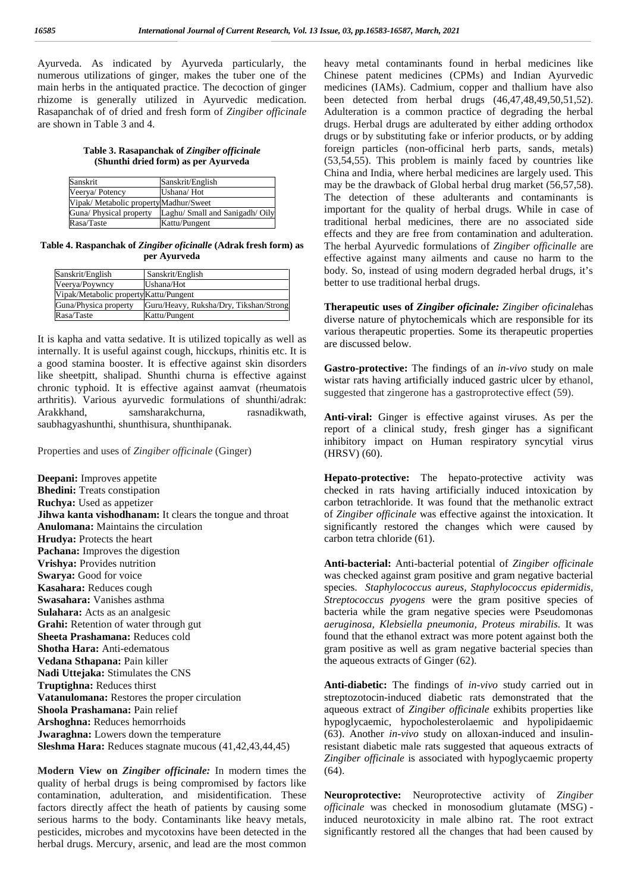Ayurveda. As indicated by Ayurveda particularly, the numerous utilizations of ginger, makes the tuber one of the main herbs in the antiquated practice. The decoction of ginger rhizome is generally utilized in Ayurvedic medication. Rasapanchak of of dried and fresh form of *Zingiber officinale* are shown in Table 3 and 4.

**Table 3. Rasapanchak of *Zingiber officinale* (Shunthi dried form) as per Ayurveda**

| Sanskrit | Sanskrit/English |
|---|---|
| Veerya/ Potency | Ushana/ Hot |
| Vipak/ Metabolic property | Madhur/Sweet |
| Guna/ Physical property | Laghu/ Small and Sanigadh/ Oily |
| Rasa/Taste | Kattu/Pungent |

**Table 4. Raspanchak of *Zingiber oficinalle* (Adrak fresh form) as per Ayurveda**

| Sanskrit/English | Sanskrit/English |
|---|---|
| Veerya/Poywncy | Ushana/Hot |
| Vipak/Metabolic property | Kattu/Pungent |
| Guna/Physica property | Guru/Heavy, Ruksha/Dry, Tikshan/Strong |
| Rasa/Taste | Kattu/Pungent |

It is kapha and vatta sedative. It is utilized topically as well as internally. It is useful against cough, hicckups, rhinitis etc. It is a good stamina booster. It is effective against skin disorders like sheetpitt, shalipad. Shunthi churna is effective against chronic typhoid. It is effective against aamvat (rheumatois arthritis). Various ayurvedic formulations of shunthi/adrak: Arakkhand, samsharakchurna, rasnadikwath, saubhagyashunthi, shunthisura, shunthipanak.

Properties and uses of *Zingiber officinale* (Ginger)

**Deepani:** Improves appetite
**Bhedini:** Treats constipation
**Ruchya:** Used as appetizer
**Jihwa kanta vishodhanam:** It clears the tongue and throat
**Anulomana:** Maintains the circulation
**Hrudya:** Protects the heart
**Pachana:** Improves the digestion
**Vrishya:** Provides nutrition
**Swarya:** Good for voice
**Kasahara:** Reduces cough
**Swasahara:** Vanishes asthma
**Sulahara:** Acts as an analgesic
**Grahi:** Retention of water through gut
**Sheeta Prashamana:** Reduces cold
**Shotha Hara:** Anti-edematous
**Vedana Sthapana:** Pain killer
**Nadi Uttejaka:** Stimulates the CNS
**Truptighna:** Reduces thirst
**Vatanulomana:** Restores the proper circulation
**Shoola Prashamana:** Pain relief
**Arshoghna:** Reduces hemorrhoids
**Jwaraghna:** Lowers down the temperature
**Sleshma Hara:** Reduces stagnate mucous (41,42,43,44,45)

**Modern View on *Zingiber officinale:*** In modern times the quality of herbal drugs is being compromised by factors like contamination, adulteration, and misidentification. These factors directly affect the heath of patients by causing some serious harms to the body. Contaminants like heavy metals, pesticides, microbes and mycotoxins have been detected in the herbal drugs. Mercury, arsenic, and lead are the most common heavy metal contaminants found in herbal medicines like Chinese patent medicines (CPMs) and Indian Ayurvedic medicines (IAMs). Cadmium, copper and thallium have also been detected from herbal drugs (46,47,48,49,50,51,52). Adulteration is a common practice of degrading the herbal drugs. Herbal drugs are adulterated by either adding orthodox drugs or by substituting fake or inferior products, or by adding foreign particles (non-officinal herb parts, sands, metals) (53,54,55). This problem is mainly faced by countries like China and India, where herbal medicines are largely used. This may be the drawback of Global herbal drug market (56,57,58). The detection of these adulterants and contaminants is important for the quality of herbal drugs. While in case of traditional herbal medicines, there are no associated side effects and they are free from contamination and adulteration. The herbal Ayurvedic formulations of *Zingiber officinalle* are effective against many ailments and cause no harm to the body. So, instead of using modern degraded herbal drugs, it's better to use traditional herbal drugs.

**Therapeutic uses of *Zingiber oficinale:*** *Zingiber oficinale*has diverse nature of phytochemicals which are responsible for its various therapeutic properties. Some its therapeutic properties are discussed below.

**Gastro-protective:** The findings of an *in-vivo* study on male wistar rats having artificially induced gastric ulcer by ethanol, suggested that zingerone has a gastroprotective effect (59).

**Anti-viral:** Ginger is effective against viruses. As per the report of a clinical study, fresh ginger has a significant inhibitory impact on Human respiratory syncytial virus (HRSV) (60).

**Hepato-protective:** The hepato-protective activity was checked in rats having artificially induced intoxication by carbon tetrachloride. It was found that the methanolic extract of *Zingiber officinale* was effective against the intoxication. It significantly restored the changes which were caused by carbon tetra chloride (61).

**Anti-bacterial:** Anti-bacterial potential of *Zingiber officinale* was checked against gram positive and gram negative bacterial species. *Staphylococcus aureus, Staphylococcus epidermidis, Streptococcus pyogens* were the gram positive species of bacteria while the gram negative species were Pseudomonas *aeruginosa, Klebsiella pneumonia, Proteus mirabilis.* It was found that the ethanol extract was more potent against both the gram positive as well as gram negative bacterial species than the aqueous extracts of Ginger (62).

**Anti-diabetic:** The findings of *in-vivo* study carried out in streptozotocin-induced diabetic rats demonstrated that the aqueous extract of *Zingiber officinale* exhibits properties like hypoglycaemic, hypocholesterolaemic and hypolipidaemic (63). Another *in-vivo* study on alloxan-induced and insulin-resistant diabetic male rats suggested that aqueous extracts of *Zingiber officinale* is associated with hypoglycaemic property (64).

**Neuroprotective:** Neuroprotective activity of *Zingiber officinale* was checked in monosodium glutamate (MSG) - induced neurotoxicity in male albino rat. The root extract significantly restored all the changes that had been caused by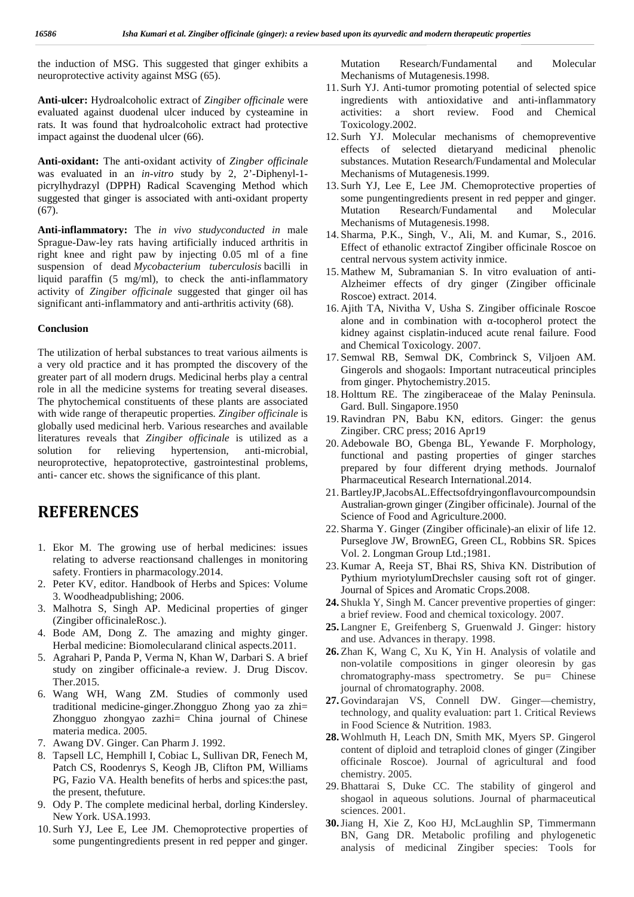the induction of MSG. This suggested that ginger exhibits a neuroprotective activity against MSG (65).

**Anti-ulcer:** Hydroalcoholic extract of *Zingiber officinale* were evaluated against duodenal ulcer induced by cysteamine in rats. It was found that hydroalcoholic extract had protective impact against the duodenal ulcer (66).

**Anti-oxidant:** The anti-oxidant activity of *Zingber officinale* was evaluated in an *in-vitro* study by 2, 2'-Diphenyl-1-picrylhydrazyl (DPPH) Radical Scavenging Method which suggested that ginger is associated with anti-oxidant property (67).

**Anti-inflammatory:** The *in vivo studyconducted in* male Sprague-Daw-ley rats having artificially induced arthritis in right knee and right paw by injecting 0.05 ml of a fine suspension of dead *Mycobacterium tuberculosis* bacilli in liquid paraffin (5 mg/ml), to check the anti-inflammatory activity of *Zingiber officinale* suggested that ginger oil has significant anti-inflammatory and anti-arthritis activity (68).

### Conclusion

The utilization of herbal substances to treat various ailments is a very old practice and it has prompted the discovery of the greater part of all modern drugs. Medicinal herbs play a central role in all the medicine systems for treating several diseases. The phytochemical constituents of these plants are associated with wide range of therapeutic properties. *Zingiber officinale* is globally used medicinal herb. Various researches and available literatures reveals that *Zingiber officinale* is utilized as a solution for relieving hypertension, anti-microbial, neuroprotective, hepatoprotective, gastrointestinal problems, anti- cancer etc. shows the significance of this plant.

## REFERENCES

1. Ekor M. The growing use of herbal medicines: issues relating to adverse reactionsand challenges in monitoring safety. Frontiers in pharmacology.2014.
2. Peter KV, editor. Handbook of Herbs and Spices: Volume 3. Woodheadpublishing; 2006.
3. Malhotra S, Singh AP. Medicinal properties of ginger (Zingiber officinaleRosc.).
4. Bode AM, Dong Z. The amazing and mighty ginger. Herbal medicine: Biomolecularand clinical aspects.2011.
5. Agrahari P, Panda P, Verma N, Khan W, Darbari S. A brief study on zingiber officinale-a review. J. Drug Discov. Ther.2015.
6. Wang WH, Wang ZM. Studies of commonly used traditional medicine-ginger.Zhongguo Zhong yao za zhi= Zhongguo zhongyao zazhi= China journal of Chinese materia medica. 2005.
7. Awang DV. Ginger. Can Pharm J. 1992.
8. Tapsell LC, Hemphill I, Cobiac L, Sullivan DR, Fenech M, Patch CS, Roodenrys S, Keogh JB, Clifton PM, Williams PG, Fazio VA. Health benefits of herbs and spices:the past, the present, thefuture.
9. Ody P. The complete medicinal herbal, dorling Kindersley. New York. USA.1993.
10. Surh YJ, Lee E, Lee JM. Chemoprotective properties of some pungentingredients present in red pepper and ginger. Mutation Research/Fundamental and Molecular Mechanisms of Mutagenesis.1998.
11. Surh YJ. Anti-tumor promoting potential of selected spice ingredients with antioxidative and anti-inflammatory activities: a short review. Food and Chemical Toxicology.2002.
12. Surh YJ. Molecular mechanisms of chemopreventive effects of selected dietaryand medicinal phenolic substances. Mutation Research/Fundamental and Molecular Mechanisms of Mutagenesis.1999.
13. Surh YJ, Lee E, Lee JM. Chemoprotective properties of some pungentingredients present in red pepper and ginger. Mutation Research/Fundamental and Molecular Mechanisms of Mutagenesis.1998.
14. Sharma, P.K., Singh, V., Ali, M. and Kumar, S., 2016. Effect of ethanolic extractof Zingiber officinale Roscoe on central nervous system activity inmice.
15. Mathew M, Subramanian S. In vitro evaluation of anti-Alzheimer effects of dry ginger (Zingiber officinale Roscoe) extract. 2014.
16. Ajith TA, Nivitha V, Usha S. Zingiber officinale Roscoe alone and in combination with α-tocopherol protect the kidney against cisplatin-induced acute renal failure. Food and Chemical Toxicology. 2007.
17. Semwal RB, Semwal DK, Combrinck S, Viljoen AM. Gingerols and shogaols: Important nutraceutical principles from ginger. Phytochemistry.2015.
18. Holttum RE. The zingiberaceae of the Malay Peninsula. Gard. Bull. Singapore.1950
19. Ravindran PN, Babu KN, editors. Ginger: the genus Zingiber. CRC press; 2016 Apr19
20. Adebowale BO, Gbenga BL, Yewande F. Morphology, functional and pasting properties of ginger starches prepared by four different drying methods. Journalof Pharmaceutical Research International.2014.
21. BartleyJP,JacobsAL.Effectsofdryingonflavourcompoundsin Australian-grown ginger (Zingiber officinale). Journal of the Science of Food and Agriculture.2000.
22. Sharma Y. Ginger (Zingiber officinale)-an elixir of life 12. Purseglove JW, BrownEG, Green CL, Robbins SR. Spices Vol. 2. Longman Group Ltd.;1981.
23. Kumar A, Reeja ST, Bhai RS, Shiva KN. Distribution of Pythium myriotylumDrechsler causing soft rot of ginger. Journal of Spices and Aromatic Crops.2008.
24. Shukla Y, Singh M. Cancer preventive properties of ginger: a brief review. Food and chemical toxicology. 2007.
25. Langner E, Greifenberg S, Gruenwald J. Ginger: history and use. Advances in therapy. 1998.
26. Zhan K, Wang C, Xu K, Yin H. Analysis of volatile and non-volatile compositions in ginger oleoresin by gas chromatography-mass spectrometry. Se pu= Chinese journal of chromatography. 2008.
27. Govindarajan VS, Connell DW. Ginger—chemistry, technology, and quality evaluation: part 1. Critical Reviews in Food Science & Nutrition. 1983.
28. Wohlmuth H, Leach DN, Smith MK, Myers SP. Gingerol content of diploid and tetraploid clones of ginger (Zingiber officinale Roscoe). Journal of agricultural and food chemistry. 2005.
29. Bhattarai S, Duke CC. The stability of gingerol and shogaol in aqueous solutions. Journal of pharmaceutical sciences. 2001.
30. Jiang H, Xie Z, Koo HJ, McLaughlin SP, Timmermann BN, Gang DR. Metabolic profiling and phylogenetic analysis of medicinal Zingiber species: Tools for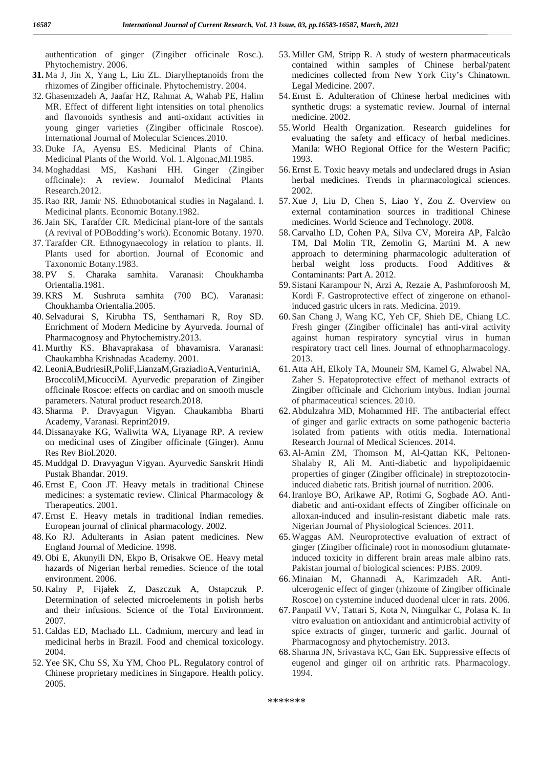authentication of ginger (Zingiber officinale Rosc.). Phytochemistry. 2006.

**31.** Ma J, Jin X, Yang L, Liu ZL. Diarylheptanoids from the rhizomes of Zingiber officinale. Phytochemistry. 2004.

32. Ghasemzadeh A, Jaafar HZ, Rahmat A, Wahab PE, Halim MR. Effect of different light intensities on total phenolics and flavonoids synthesis and anti-oxidant activities in young ginger varieties (Zingiber officinale Roscoe). International Journal of Molecular Sciences.2010.

33. Duke JA, Ayensu ES. Medicinal Plants of China. Medicinal Plants of the World. Vol. 1. Algonac,MI.1985.

34. Moghaddasi MS, Kashani HH. Ginger (Zingiber officinale): A review. Journalof Medicinal Plants Research.2012.

35. Rao RR, Jamir NS. Ethnobotanical studies in Nagaland. I. Medicinal plants. Economic Botany.1982.

36. Jain SK, Tarafder CR. Medicinal plant-lore of the santals (A revival of POBodding's work). Economic Botany. 1970.

37. Tarafder CR. Ethnogynaecology in relation to plants. II. Plants used for abortion. Journal of Economic and Taxonomic Botany.1983.

38. PV S. Charaka samhita. Varanasi: Choukhamba Orientalia.1981.

39. KRS M. Sushruta samhita (700 BC). Varanasi: Choukhamba Orientalia.2005.

40. Selvadurai S, Kirubha TS, Senthamari R, Roy SD. Enrichment of Modern Medicine by Ayurveda. Journal of Pharmacognosy and Phytochemistry.2013.

41. Murthy KS. Bhavaprakasa of bhavamisra. Varanasi: Chaukambha Krishnadas Academy. 2001.

42. LeoniA,BudriesiR,PoliF,LianzaM,GraziadioA,VenturiniA, BroccoliM,MicucciM. Ayurvedic preparation of Zingiber officinale Roscoe: effects on cardiac and on smooth muscle parameters. Natural product research.2018.

43. Sharma P. Dravyagun Vigyan. Chaukambha Bharti Academy, Varanasi. Reprint2019.

44. Dissanayake KG, Waliwita WA, Liyanage RP. A review on medicinal uses of Zingiber officinale (Ginger). Annu Res Rev Biol.2020.

45. Muddgal D. Dravyagun Vigyan. Ayurvedic Sanskrit Hindi Pustak Bhandar. 2019.

46. Ernst E, Coon JT. Heavy metals in traditional Chinese medicines: a systematic review. Clinical Pharmacology & Therapeutics. 2001.

47. Ernst E. Heavy metals in traditional Indian remedies. European journal of clinical pharmacology. 2002.

48. Ko RJ. Adulterants in Asian patent medicines. New England Journal of Medicine. 1998.

49. Obi E, Akunyili DN, Ekpo B, Orisakwe OE. Heavy metal hazards of Nigerian herbal remedies. Science of the total environment. 2006.

50. Kalny P, Fijałek Z, Daszczuk A, Ostapczuk P. Determination of selected microelements in polish herbs and their infusions. Science of the Total Environment. 2007.

51. Caldas ED, Machado LL. Cadmium, mercury and lead in medicinal herbs in Brazil. Food and chemical toxicology. 2004.

52. Yee SK, Chu SS, Xu YM, Choo PL. Regulatory control of Chinese proprietary medicines in Singapore. Health policy. 2005.

53. Miller GM, Stripp R. A study of western pharmaceuticals contained within samples of Chinese herbal/patent medicines collected from New York City's Chinatown. Legal Medicine. 2007.

54. Ernst E. Adulteration of Chinese herbal medicines with synthetic drugs: a systematic review. Journal of internal medicine. 2002.

55. World Health Organization. Research guidelines for evaluating the safety and efficacy of herbal medicines. Manila: WHO Regional Office for the Western Pacific; 1993.

56. Ernst E. Toxic heavy metals and undeclared drugs in Asian herbal medicines. Trends in pharmacological sciences. 2002.

57. Xue J, Liu D, Chen S, Liao Y, Zou Z. Overview on external contamination sources in traditional Chinese medicines. World Science and Technology. 2008.

58. Carvalho LD, Cohen PA, Silva CV, Moreira AP, Falcão TM, Dal Molin TR, Zemolin G, Martini M. A new approach to determining pharmacologic adulteration of herbal weight loss products. Food Additives & Contaminants: Part A. 2012.

59. Sistani Karampour N, Arzi A, Rezaie A, Pashmforoosh M, Kordi F. Gastroprotective effect of zingerone on ethanol-induced gastric ulcers in rats. Medicina. 2019.

60. San Chang J, Wang KC, Yeh CF, Shieh DE, Chiang LC. Fresh ginger (Zingiber officinale) has anti-viral activity against human respiratory syncytial virus in human respiratory tract cell lines. Journal of ethnopharmacology. 2013.

61. Atta AH, Elkoly TA, Mouneir SM, Kamel G, Alwabel NA, Zaher S. Hepatoprotective effect of methanol extracts of Zingiber officinale and Cichorium intybus. Indian journal of pharmaceutical sciences. 2010.

62. Abdulzahra MD, Mohammed HF. The antibacterial effect of ginger and garlic extracts on some pathogenic bacteria isolated from patients with otitis media. International Research Journal of Medical Sciences. 2014.

63. Al-Amin ZM, Thomson M, Al-Qattan KK, Peltonen-Shalaby R, Ali M. Anti-diabetic and hypolipidaemic properties of ginger (Zingiber officinale) in streptozotocin-induced diabetic rats. British journal of nutrition. 2006.

64. Iranloye BO, Arikawe AP, Rotimi G, Sogbade AO. Anti-diabetic and anti-oxidant effects of Zingiber officinale on alloxan-induced and insulin-resistant diabetic male rats. Nigerian Journal of Physiological Sciences. 2011.

65. Waggas AM. Neuroprotective evaluation of extract of ginger (Zingiber officinale) root in monosodium glutamate-induced toxicity in different brain areas male albino rats. Pakistan journal of biological sciences: PJBS. 2009.

66. Minaian M, Ghannadi A, Karimzadeh AR. Anti-ulcerogenic effect of ginger (rhizome of Zingiber officinale Roscoe) on cystemine induced duodenal ulcer in rats. 2006.

67. Panpatil VV, Tattari S, Kota N, Nimgulkar C, Polasa K. In vitro evaluation on antioxidant and antimicrobial activity of spice extracts of ginger, turmeric and garlic. Journal of Pharmacognosy and phytochemistry. 2013.

68. Sharma JN, Srivastava KC, Gan EK. Suppressive effects of eugenol and ginger oil on arthritic rats. Pharmacology. 1994.

*******